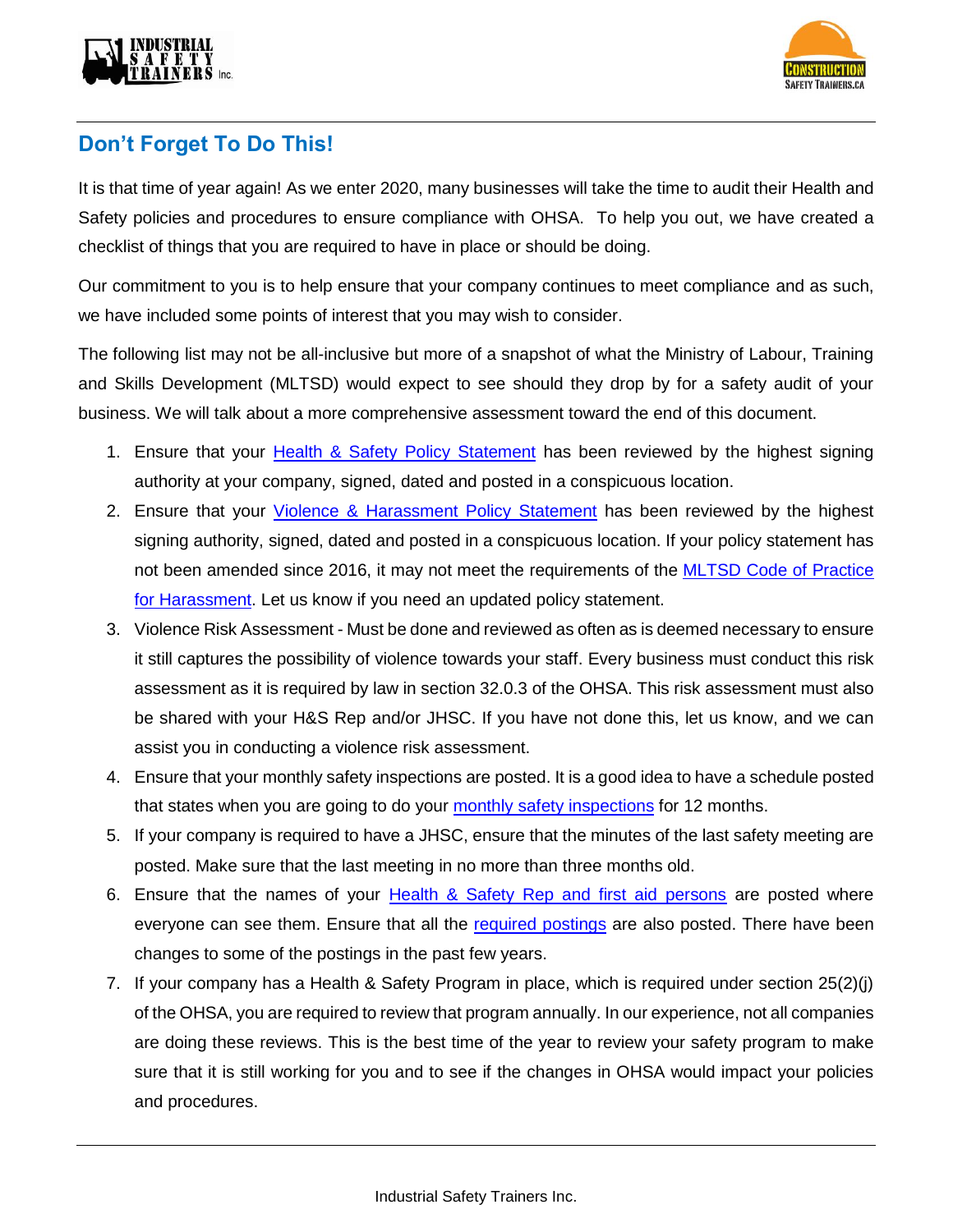## Don't Forget To Do This!

It is that time of year again! As we enter 2020, many businesses will take the time to audit their Health and Safety policies and procedures to ensure compliance with OHSA. To help you out, we have created a checklist of things that you are required to have in place or should be doing.

Our commitment to you is to help ensure that your company continues to meet compliance and as such, we have included some points of interest that you may wish to consider.

The following list may not be all-inclusive but more of a snapshot of what the Ministry of Labour, Training and Skills Development (MLTSD) would expect to see should they drop by for a safety audit of your business. We will talk about a more comprehensive assessment toward the end of this document.

1. Ensure that your Health & Safety Policy Statement has been reviewed by the highest signing authority at your company, signed, dated and posted in a conspicuous location.
2. Ensure that your Violence & Harassment Policy Statement has been reviewed by the highest signing authority, signed, dated and posted in a conspicuous location. If your policy statement has not been amended since 2016, it may not meet the requirements of the MLTSD Code of Practice for Harassment. Let us know if you need an updated policy statement.
3. Violence Risk Assessment - Must be done and reviewed as often as is deemed necessary to ensure it still captures the possibility of violence towards your staff. Every business must conduct this risk assessment as it is required by law in section 32.0.3 of the OHSA. This risk assessment must also be shared with your H&S Rep and/or JHSC. If you have not done this, let us know, and we can assist you in conducting a violence risk assessment.
4. Ensure that your monthly safety inspections are posted. It is a good idea to have a schedule posted that states when you are going to do your monthly safety inspections for 12 months.
5. If your company is required to have a JHSC, ensure that the minutes of the last safety meeting are posted. Make sure that the last meeting in no more than three months old.
6. Ensure that the names of your Health & Safety Rep and first aid persons are posted where everyone can see them. Ensure that all the required postings are also posted. There have been changes to some of the postings in the past few years.
7. If your company has a Health & Safety Program in place, which is required under section 25(2)(j) of the OHSA, you are required to review that program annually. In our experience, not all companies are doing these reviews. This is the best time of the year to review your safety program to make sure that it is still working for you and to see if the changes in OHSA would impact your policies and procedures.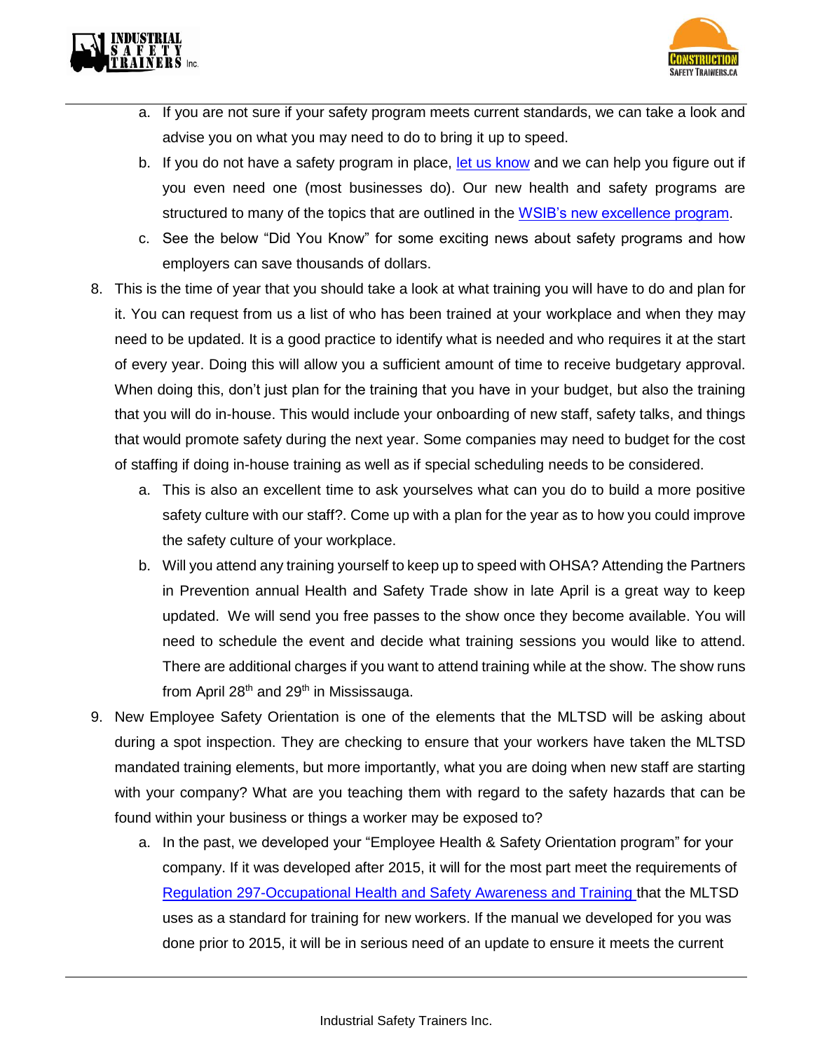a. If you are not sure if your safety program meets current standards, we can take a look and advise you on what you may need to do to bring it up to speed.
   b. If you do not have a safety program in place, [let us know](#) and we can help you figure out if you even need one (most businesses do). Our new health and safety programs are structured to many of the topics that are outlined in the [WSIB's new excellence program](#).
   c. See the below "Did You Know" for some exciting news about safety programs and how employers can save thousands of dollars.

8. This is the time of year that you should take a look at what training you will have to do and plan for it. You can request from us a list of who has been trained at your workplace and when they may need to be updated. It is a good practice to identify what is needed and who requires it at the start of every year. Doing this will allow you a sufficient amount of time to receive budgetary approval. When doing this, don't just plan for the training that you have in your budget, but also the training that you will do in-house. This would include your onboarding of new staff, safety talks, and things that would promote safety during the next year. Some companies may need to budget for the cost of staffing if doing in-house training as well as if special scheduling needs to be considered.
   a. This is also an excellent time to ask yourselves what can you do to build a more positive safety culture with our staff?. Come up with a plan for the year as to how you could improve the safety culture of your workplace.
   b. Will you attend any training yourself to keep up to speed with OHSA? Attending the Partners in Prevention annual Health and Safety Trade show in late April is a great way to keep updated. We will send you free passes to the show once they become available. You will need to schedule the event and decide what training sessions you would like to attend. There are additional charges if you want to attend training while at the show. The show runs from April 28th and 29th in Mississauga.

9. New Employee Safety Orientation is one of the elements that the MLTSD will be asking about during a spot inspection. They are checking to ensure that your workers have taken the MLTSD mandated training elements, but more importantly, what you are doing when new staff are starting with your company? What are you teaching them with regard to the safety hazards that can be found within your business or things a worker may be exposed to?
   a. In the past, we developed your "Employee Health & Safety Orientation program" for your company. If it was developed after 2015, it will for the most part meet the requirements of [Regulation 297-Occupational Health and Safety Awareness and Training](#) that the MLTSD uses as a standard for training for new workers. If the manual we developed for you was done prior to 2015, it will be in serious need of an update to ensure it meets the current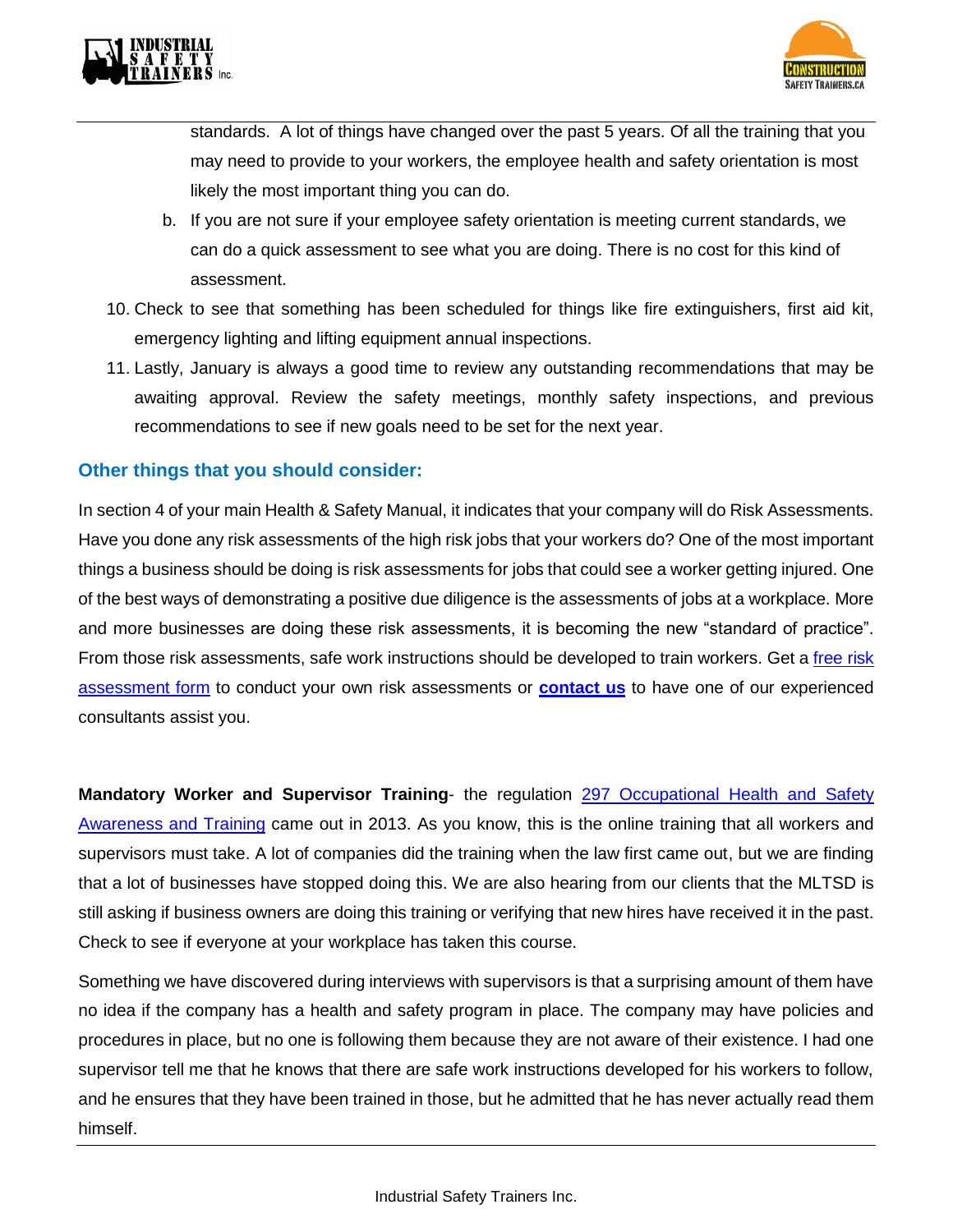standards. A lot of things have changed over the past 5 years. Of all the training that you may need to provide to your workers, the employee health and safety orientation is most likely the most important thing you can do.

   b. If you are not sure if your employee safety orientation is meeting current standards, we can do a quick assessment to see what you are doing. There is no cost for this kind of assessment.

10. Check to see that something has been scheduled for things like fire extinguishers, first aid kit, emergency lighting and lifting equipment annual inspections.
11. Lastly, January is always a good time to review any outstanding recommendations that may be awaiting approval. Review the safety meetings, monthly safety inspections, and previous recommendations to see if new goals need to be set for the next year.

### Other things that you should consider:

In section 4 of your main Health & Safety Manual, it indicates that your company will do Risk Assessments. Have you done any risk assessments of the high risk jobs that your workers do? One of the most important things a business should be doing is risk assessments for jobs that could see a worker getting injured. One of the best ways of demonstrating a positive due diligence is the assessments of jobs at a workplace. More and more businesses are doing these risk assessments, it is becoming the new "standard of practice". From those risk assessments, safe work instructions should be developed to train workers. Get a free risk assessment form to conduct your own risk assessments or **contact us** to have one of our experienced consultants assist you.

**Mandatory Worker and Supervisor Training**- the regulation 297 Occupational Health and Safety Awareness and Training came out in 2013. As you know, this is the online training that all workers and supervisors must take. A lot of companies did the training when the law first came out, but we are finding that a lot of businesses have stopped doing this. We are also hearing from our clients that the MLTSD is still asking if business owners are doing this training or verifying that new hires have received it in the past. Check to see if everyone at your workplace has taken this course.

Something we have discovered during interviews with supervisors is that a surprising amount of them have no idea if the company has a health and safety program in place. The company may have policies and procedures in place, but no one is following them because they are not aware of their existence. I had one supervisor tell me that he knows that there are safe work instructions developed for his workers to follow, and he ensures that they have been trained in those, but he admitted that he has never actually read them himself.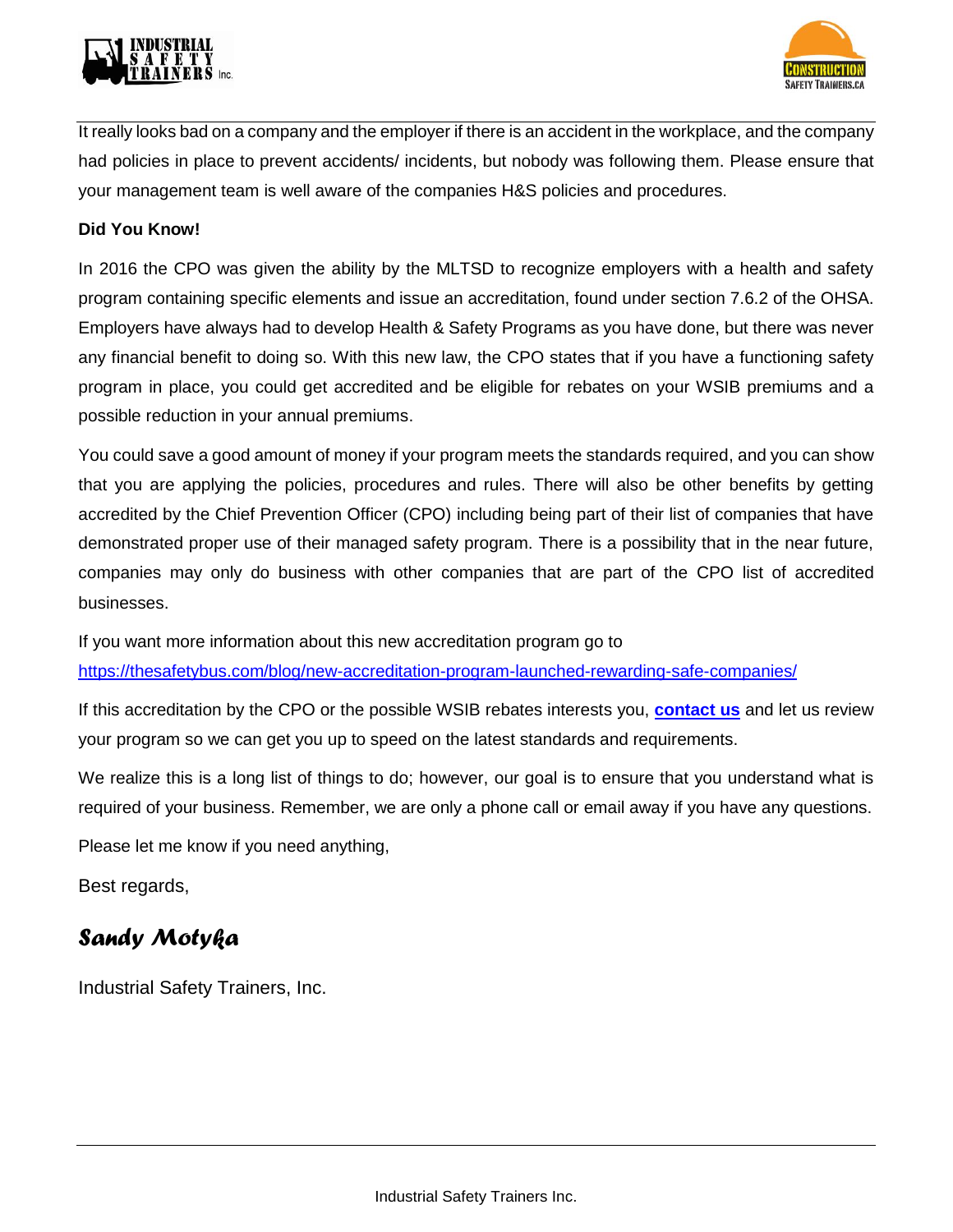It really looks bad on a company and the employer if there is an accident in the workplace, and the company had policies in place to prevent accidents/ incidents, but nobody was following them. Please ensure that your management team is well aware of the companies H&S policies and procedures.

**Did You Know!**

In 2016 the CPO was given the ability by the MLTSD to recognize employers with a health and safety program containing specific elements and issue an accreditation, found under section 7.6.2 of the OHSA. Employers have always had to develop Health & Safety Programs as you have done, but there was never any financial benefit to doing so. With this new law, the CPO states that if you have a functioning safety program in place, you could get accredited and be eligible for rebates on your WSIB premiums and a possible reduction in your annual premiums.

You could save a good amount of money if your program meets the standards required, and you can show that you are applying the policies, procedures and rules. There will also be other benefits by getting accredited by the Chief Prevention Officer (CPO) including being part of their list of companies that have demonstrated proper use of their managed safety program. There is a possibility that in the near future, companies may only do business with other companies that are part of the CPO list of accredited businesses.

If you want more information about this new accreditation program go to
https://thesafetybus.com/blog/new-accreditation-program-launched-rewarding-safe-companies/

If this accreditation by the CPO or the possible WSIB rebates interests you, **contact us** and let us review your program so we can get you up to speed on the latest standards and requirements.

We realize this is a long list of things to do; however, our goal is to ensure that you understand what is required of your business. Remember, we are only a phone call or email away if you have any questions.

Please let me know if you need anything,

Best regards,

*Sandy Motyka*

Industrial Safety Trainers, Inc.